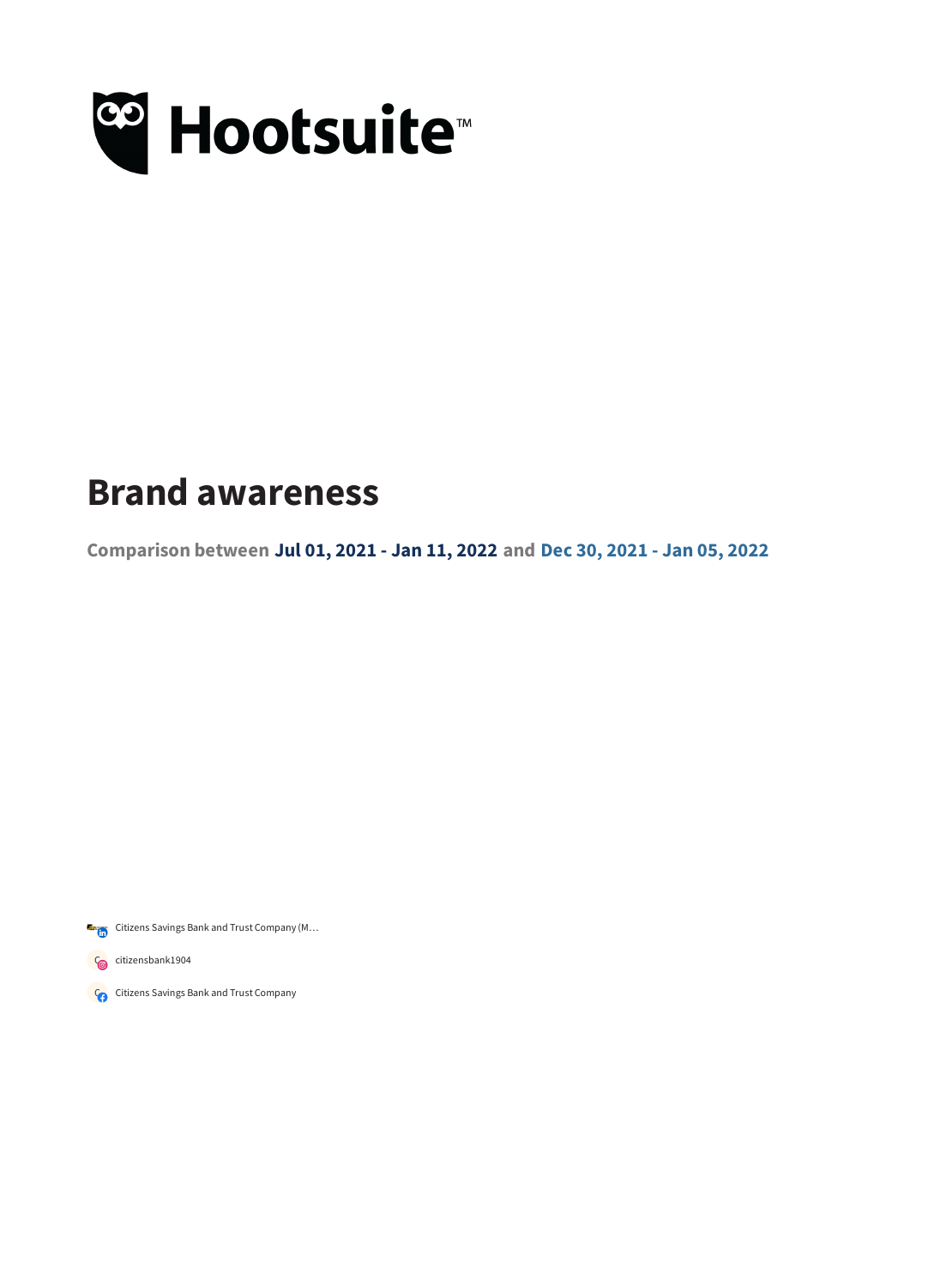Hootsuite™

# Brand awareness

**Comparison between Jul 01, 2021 - Jan 11, 2022 and Dec 30, 2021 - Jan 05, 2022**

Citizens Savings Bank and Trust Company (M…

citizensbank1904

Citizens Savings Bank and Trust Company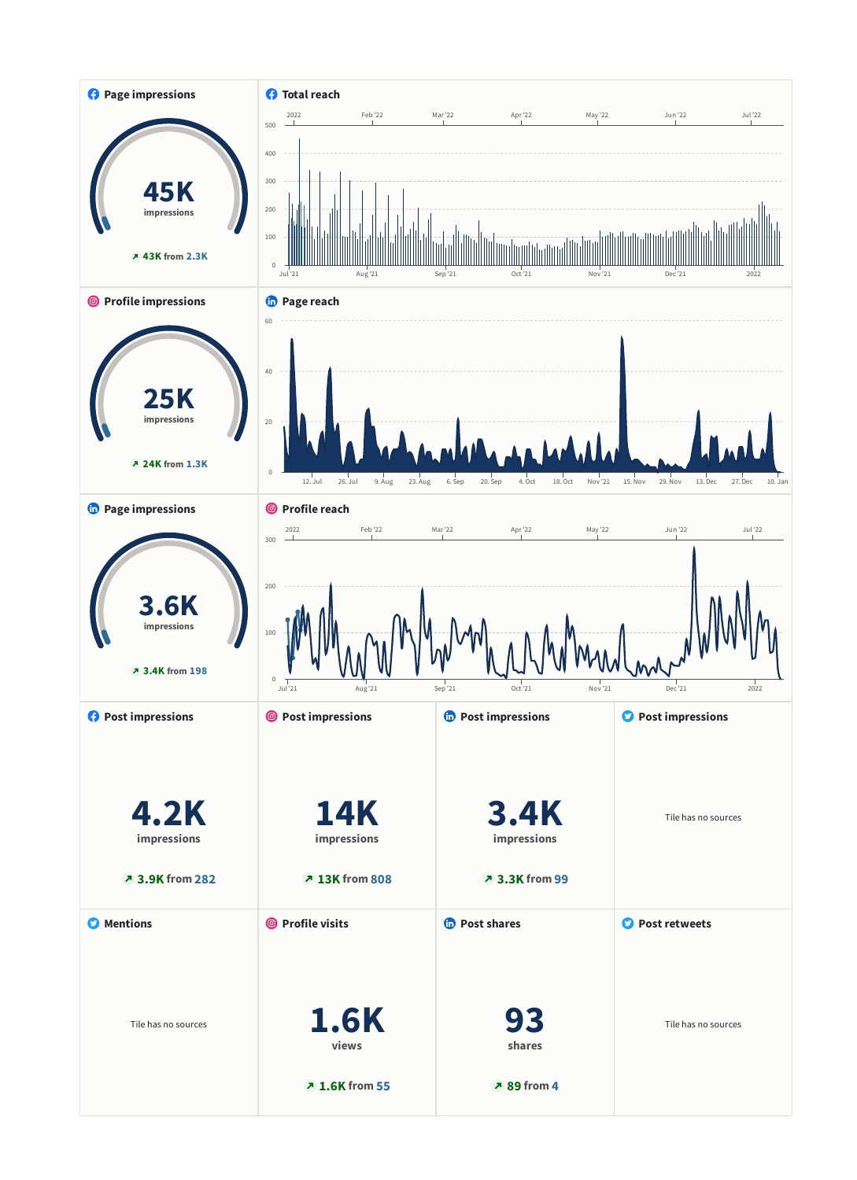### Page impressions

**45K** impressions

↗ 43K from 2.3K

### Total reach

2022 · Feb '22 · Mar '22 · Apr '22 · May '22 · Jun '22 · Jul '22

500 · 400 · 300 · 200 · 100 · 0

Jul '21 · Aug '21 · Sep '21 · Oct '21 · Nov '21 · Dec '21 · 2022

### Profile impressions

**25K** impressions

↗ 24K from 1.3K

### Page reach

60 · 40 · 20 · 0

12. Jul · 26. Jul · 9. Aug · 23. Aug · 6. Sep · 20. Sep · 4. Oct · 18. Oct · Nov '21 · 15. Nov · 29. Nov · 13. Dec · 27. Dec · 10. Jan

### Page impressions

**3.6K** impressions

↗ 3.4K from 198

### Profile reach

2022 · Feb '22 · Mar '22 · Apr '22 · May '22 · Jun '22 · Jul '22

300 · 200 · 100 · 0

Jul '21 · Aug '21 · Sep '21 · Oct '21 · Nov '21 · Dec '21 · 2022

### Post impressions

**4.2K** impressions

↗ 3.9K from 282

### Post impressions

**14K** impressions

↗ 13K from 808

### Post impressions

**3.4K** impressions

↗ 3.3K from 99

### Post impressions

Tile has no sources

### Mentions

Tile has no sources

### Profile visits

**1.6K** views

↗ 1.6K from 55

### Post shares

**93** shares

↗ 89 from 4

### Post retweets

Tile has no sources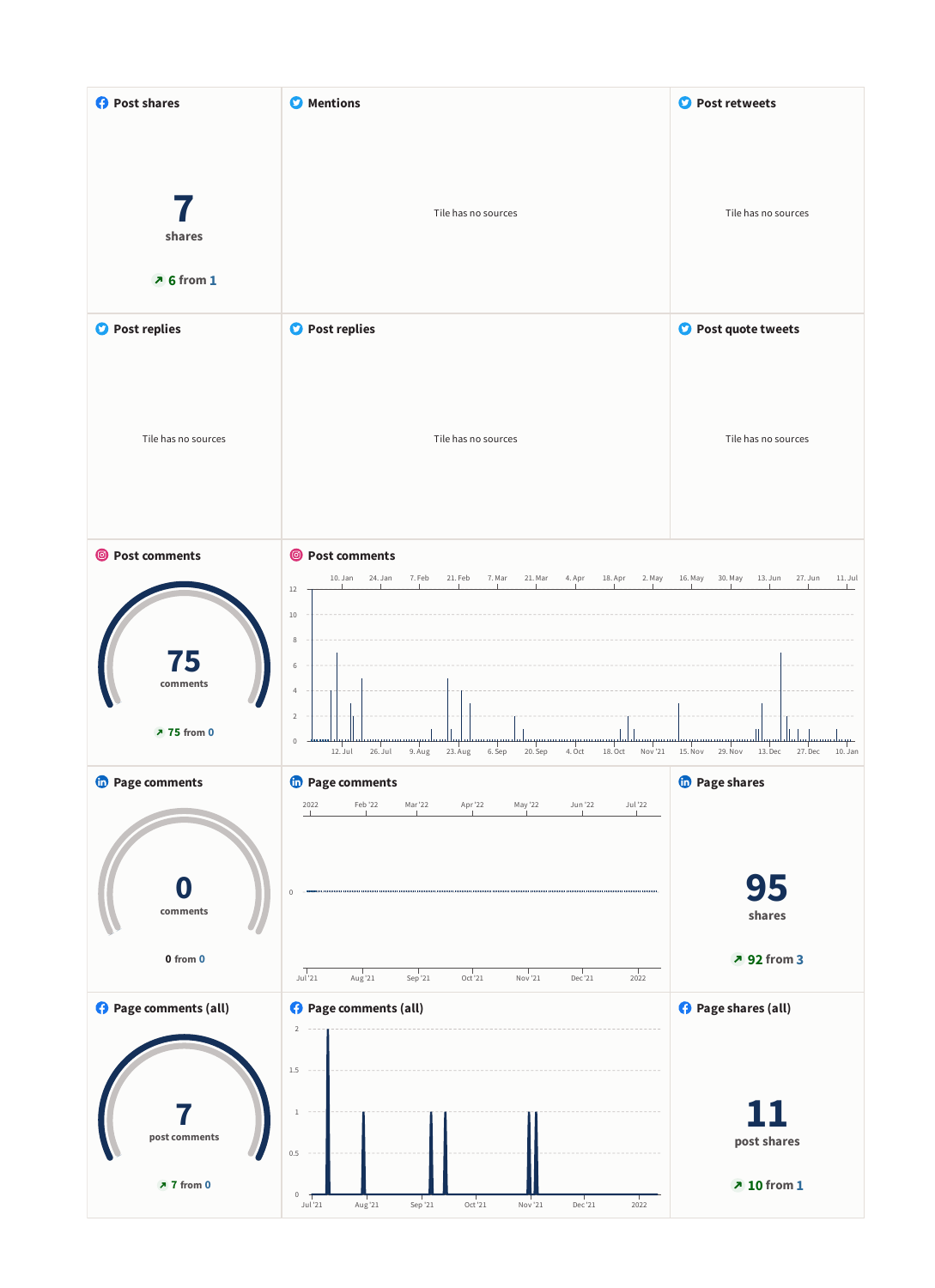## Post shares

7

shares

↗ 6 from 1

## Mentions

Tile has no sources

## Post retweets

Tile has no sources

## Post replies

Tile has no sources

## Post replies

Tile has no sources

## Post quote tweets

Tile has no sources

## Post comments

75

comments

↗ 75 from 0

## Post comments

10. Jan 24. Jan 7. Feb 21. Feb 7. Mar 21. Mar 4. Apr 18. Apr 2. May 16. May 30. May 13. Jun 27. Jun 11. Jul

12
10
8
6
4
2
0

12. Jul 26. Jul 9. Aug 23. Aug 6. Sep 20. Sep 4. Oct 18. Oct Nov '21 15. Nov 29. Nov 13. Dec 27. Dec 10. Jan

## Page comments

0

comments

0 from 0

## Page comments

2022 Feb '22 Mar '22 Apr '22 May '22 Jun '22 Jul '22

0

Jul '21 Aug '21 Sep '21 Oct '21 Nov '21 Dec '21 2022

## Page shares

95

shares

↗ 92 from 3

## Page comments (all)

7

post comments

↗ 7 from 0

## Page comments (all)

2
1.5
1
0.5
0

Jul '21 Aug '21 Sep '21 Oct '21 Nov '21 Dec '21 2022

## Page shares (all)

11

post shares

↗ 10 from 1